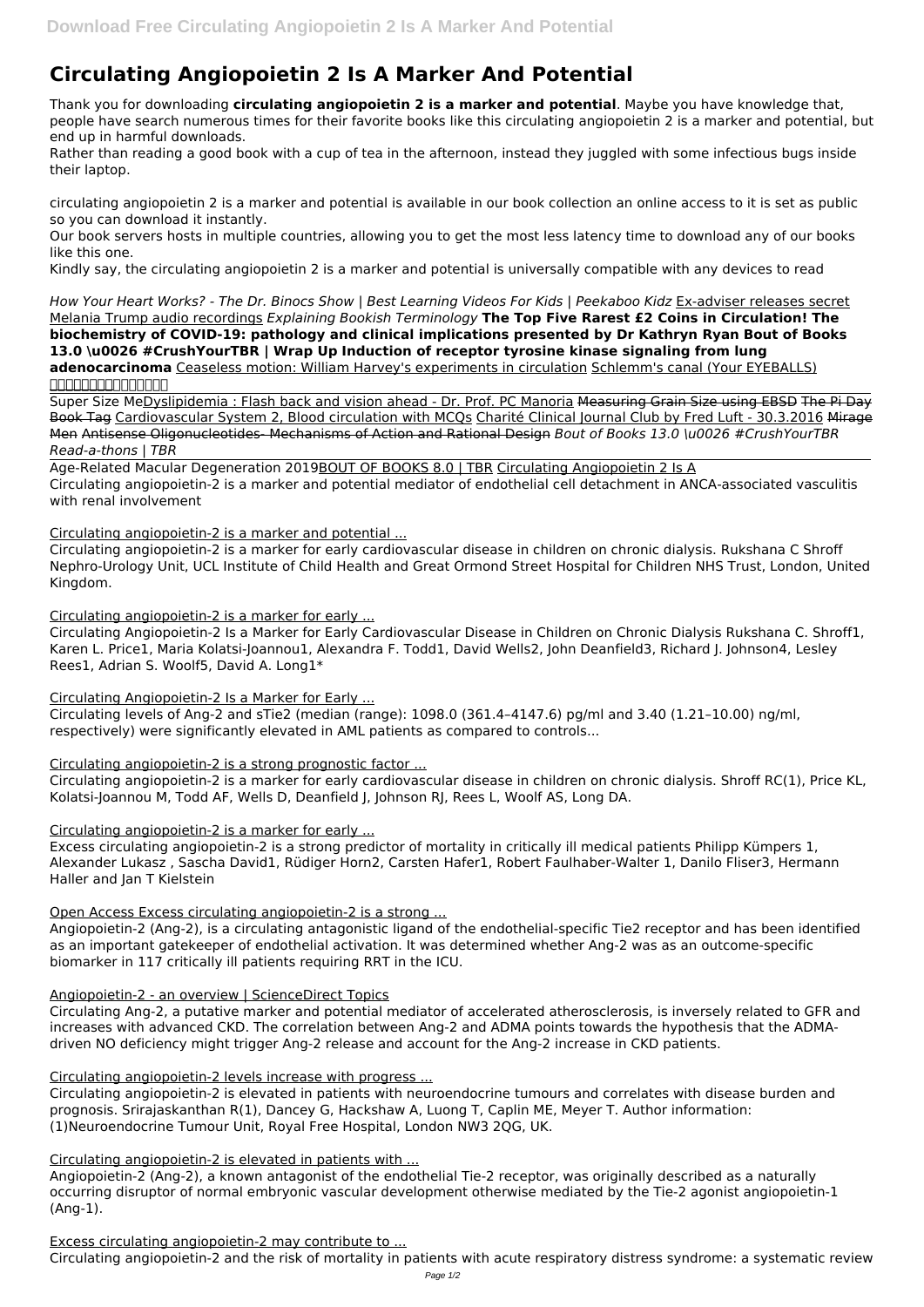# Circulating Angiopoietin 2 Is A Marker And Potential

Thank you for downloading **circulating angiopoietin 2 is a marker and potential**. Maybe you have knowledge that, people have search numerous times for their favorite books like this circulating angiopoietin 2 is a marker and potential, but end up in harmful downloads.

Rather than reading a good book with a cup of tea in the afternoon, instead they juggled with some infectious bugs inside their laptop.

circulating angiopoietin 2 is a marker and potential is available in our book collection an online access to it is set as public so you can download it instantly.

Our book servers hosts in multiple countries, allowing you to get the most less latency time to download any of our books like this one.

Kindly say, the circulating angiopoietin 2 is a marker and potential is universally compatible with any devices to read

*How Your Heart Works? - The Dr. Binocs Show | Best Learning Videos For Kids | Peekaboo Kidz* Ex-adviser releases secret Melania Trump audio recordings *Explaining Bookish Terminology* **The Top Five Rarest £2 Coins in Circulation! The biochemistry of COVID-19: pathology and clinical implications presented by Dr Kathryn Ryan Bout of Books 13.0 \u0026 #CrushYourTBR | Wrap Up Induction of receptor tyrosine kinase signaling from lung adenocarcinoma** Ceaseless motion: William Harvey's experiments in circulation Schlemm's canal (Your EYEBALLS) 

Super Size MeDyslipidemia : Flash back and vision ahead - Dr. Prof. PC Manoria ~~Measuring Grain Size using EBSD~~ The Pi Day Book Tag Cardiovascular System 2, Blood circulation with MCQs Charité Clinical Journal Club by Fred Luft - 30.3.2016 ~~Mirage Men~~ Antisense Oligonucleotides- Mechanisms of Action and Rational Design *Bout of Books 13.0 \u0026 #CrushYourTBR Read-a-thons | TBR*

Age-Related Macular Degeneration 2019BOUT OF BOOKS 8.0 | TBR Circulating Angiopoietin 2 Is A

Circulating angiopoietin-2 is a marker and potential mediator of endothelial cell detachment in ANCA-associated vasculitis with renal involvement

Circulating angiopoietin-2 is a marker and potential ...

Circulating angiopoietin-2 is a marker for early cardiovascular disease in children on chronic dialysis. Rukshana C Shroff Nephro-Urology Unit, UCL Institute of Child Health and Great Ormond Street Hospital for Children NHS Trust, London, United Kingdom.

Circulating angiopoietin-2 is a marker for early ...

Circulating Angiopoietin-2 Is a Marker for Early Cardiovascular Disease in Children on Chronic Dialysis Rukshana C. Shroff1, Karen L. Price1, Maria Kolatsi-Joannou1, Alexandra F. Todd1, David Wells2, John Deanfield3, Richard J. Johnson4, Lesley Rees1, Adrian S. Woolf5, David A. Long1*

Circulating Angiopoietin-2 Is a Marker for Early ...

Circulating levels of Ang-2 and sTie2 (median (range): 1098.0 (361.4–4147.6) pg/ml and 3.40 (1.21–10.00) ng/ml, respectively) were significantly elevated in AML patients as compared to controls...

Circulating angiopoietin-2 is a strong prognostic factor ...

Circulating angiopoietin-2 is a marker for early cardiovascular disease in children on chronic dialysis. Shroff RC(1), Price KL, Kolatsi-Joannou M, Todd AF, Wells D, Deanfield J, Johnson RJ, Rees L, Woolf AS, Long DA.

Circulating angiopoietin-2 is a marker for early ...

Excess circulating angiopoietin-2 is a strong predictor of mortality in critically ill medical patients Philipp Kümpers 1, Alexander Lukasz , Sascha David1, Rüdiger Horn2, Carsten Hafer1, Robert Faulhaber-Walter 1, Danilo Fliser3, Hermann Haller and Jan T Kielstein

Open Access Excess circulating angiopoietin-2 is a strong ...

Angiopoietin-2 (Ang-2), is a circulating antagonistic ligand of the endothelial-specific Tie2 receptor and has been identified as an important gatekeeper of endothelial activation. It was determined whether Ang-2 was as an outcome-specific biomarker in 117 critically ill patients requiring RRT in the ICU.

Angiopoietin-2 - an overview | ScienceDirect Topics

Circulating Ang-2, a putative marker and potential mediator of accelerated atherosclerosis, is inversely related to GFR and increases with advanced CKD. The correlation between Ang-2 and ADMA points towards the hypothesis that the ADMA-driven NO deficiency might trigger Ang-2 release and account for the Ang-2 increase in CKD patients.

Circulating angiopoietin-2 levels increase with progress ...

Circulating angiopoietin-2 is elevated in patients with neuroendocrine tumours and correlates with disease burden and prognosis. Srirajaskanthan R(1), Dancey G, Hackshaw A, Luong T, Caplin ME, Meyer T. Author information: (1)Neuroendocrine Tumour Unit, Royal Free Hospital, London NW3 2QG, UK.

Circulating angiopoietin-2 is elevated in patients with ...

Angiopoietin-2 (Ang-2), a known antagonist of the endothelial Tie-2 receptor, was originally described as a naturally occurring disruptor of normal embryonic vascular development otherwise mediated by the Tie-2 agonist angiopoietin-1 (Ang-1).

Excess circulating angiopoietin-2 may contribute to ...

Circulating angiopoietin-2 and the risk of mortality in patients with acute respiratory distress syndrome: a systematic review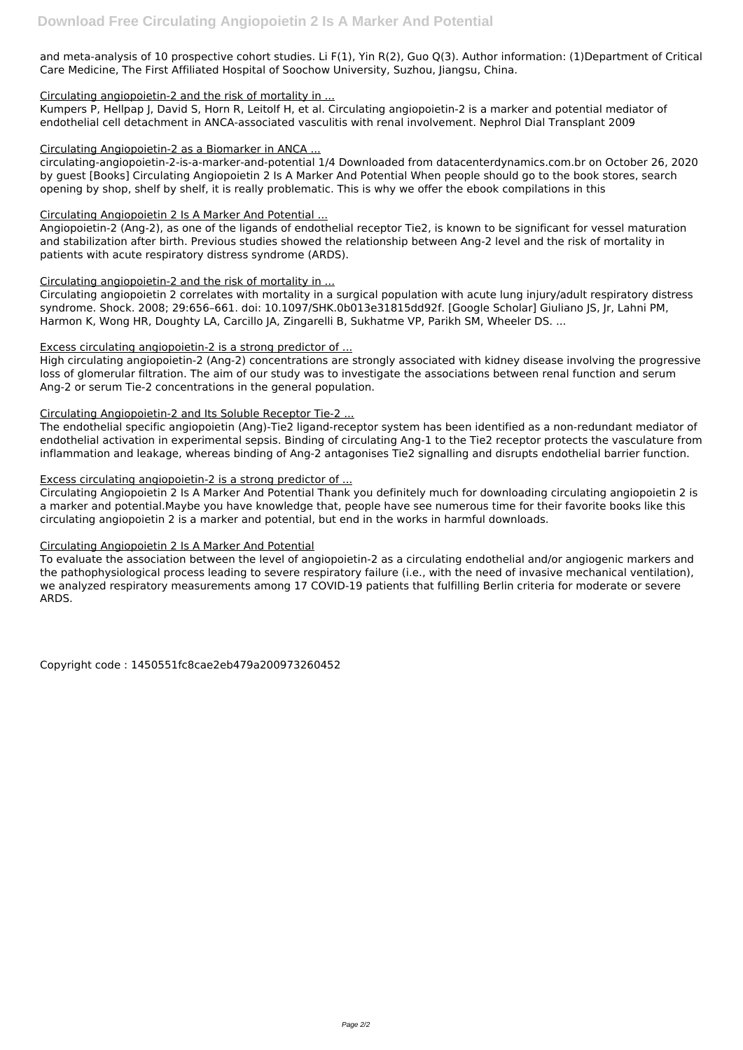and meta-analysis of 10 prospective cohort studies. Li F(1), Yin R(2), Guo Q(3). Author information: (1)Department of Critical Care Medicine, The First Affiliated Hospital of Soochow University, Suzhou, Jiangsu, China.

Circulating angiopoietin-2 and the risk of mortality in ...

Kumpers P, Hellpap J, David S, Horn R, Leitolf H, et al. Circulating angiopoietin-2 is a marker and potential mediator of endothelial cell detachment in ANCA-associated vasculitis with renal involvement. Nephrol Dial Transplant 2009

Circulating Angiopoietin-2 as a Biomarker in ANCA ...

circulating-angiopoietin-2-is-a-marker-and-potential 1/4 Downloaded from datacenterdynamics.com.br on October 26, 2020 by guest [Books] Circulating Angiopoietin 2 Is A Marker And Potential When people should go to the book stores, search opening by shop, shelf by shelf, it is really problematic. This is why we offer the ebook compilations in this

Circulating Angiopoietin 2 Is A Marker And Potential ...

Angiopoietin-2 (Ang-2), as one of the ligands of endothelial receptor Tie2, is known to be significant for vessel maturation and stabilization after birth. Previous studies showed the relationship between Ang-2 level and the risk of mortality in patients with acute respiratory distress syndrome (ARDS).

Circulating angiopoietin-2 and the risk of mortality in ...

Circulating angiopoietin 2 correlates with mortality in a surgical population with acute lung injury/adult respiratory distress syndrome. Shock. 2008; 29:656–661. doi: 10.1097/SHK.0b013e31815dd92f. [Google Scholar] Giuliano JS, Jr, Lahni PM, Harmon K, Wong HR, Doughty LA, Carcillo JA, Zingarelli B, Sukhatme VP, Parikh SM, Wheeler DS. ...

Excess circulating angiopoietin-2 is a strong predictor of ...

High circulating angiopoietin-2 (Ang-2) concentrations are strongly associated with kidney disease involving the progressive loss of glomerular filtration. The aim of our study was to investigate the associations between renal function and serum Ang-2 or serum Tie-2 concentrations in the general population.

Circulating Angiopoietin-2 and Its Soluble Receptor Tie-2 ...

The endothelial specific angiopoietin (Ang)-Tie2 ligand-receptor system has been identified as a non-redundant mediator of endothelial activation in experimental sepsis. Binding of circulating Ang-1 to the Tie2 receptor protects the vasculature from inflammation and leakage, whereas binding of Ang-2 antagonises Tie2 signalling and disrupts endothelial barrier function.

Excess circulating angiopoietin-2 is a strong predictor of ...

Circulating Angiopoietin 2 Is A Marker And Potential Thank you definitely much for downloading circulating angiopoietin 2 is a marker and potential.Maybe you have knowledge that, people have see numerous time for their favorite books like this circulating angiopoietin 2 is a marker and potential, but end in the works in harmful downloads.

Circulating Angiopoietin 2 Is A Marker And Potential

To evaluate the association between the level of angiopoietin-2 as a circulating endothelial and/or angiogenic markers and the pathophysiological process leading to severe respiratory failure (i.e., with the need of invasive mechanical ventilation), we analyzed respiratory measurements among 17 COVID-19 patients that fulfilling Berlin criteria for moderate or severe ARDS.

Copyright code : 1450551fc8cae2eb479a200973260452